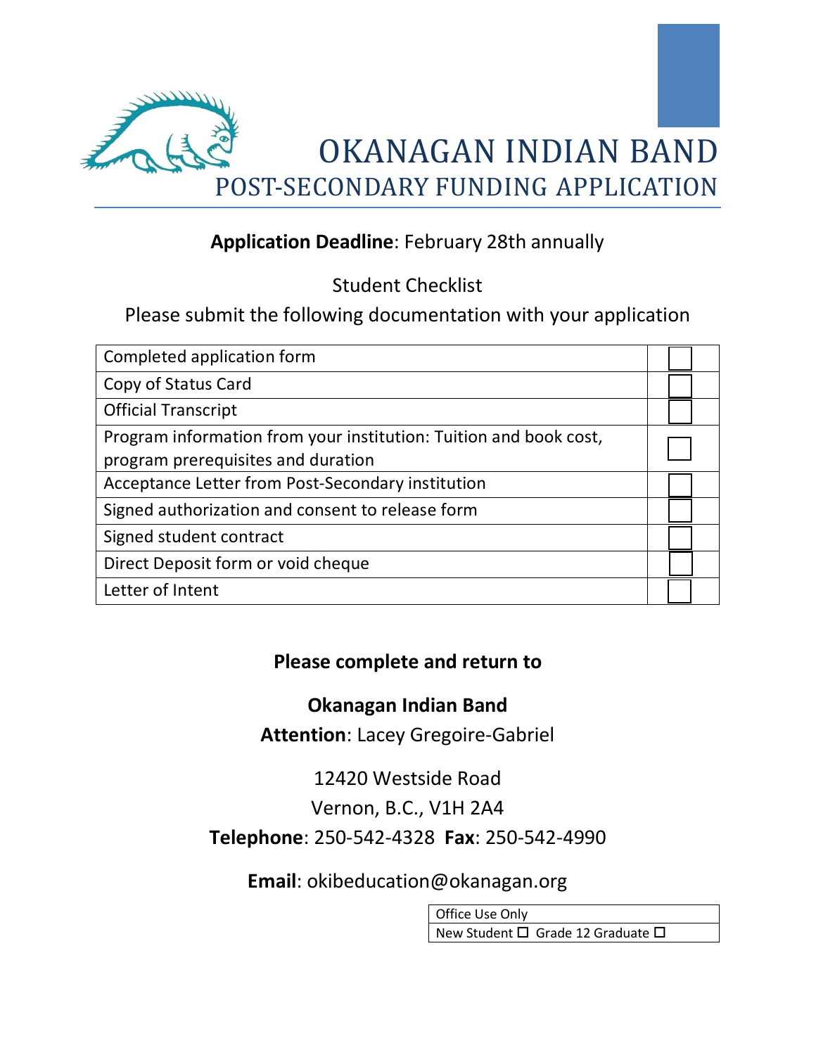# OKANAGAN INDIAN BAND

## POST-SECONDARY FUNDING APPLICATION

**Application Deadline**: February 28th annually

Student Checklist

Please submit the following documentation with your application

| | |
|---|---|
| Completed application form | ☐ |
| Copy of Status Card | ☐ |
| Official Transcript | ☐ |
| Program information from your institution: Tuition and book cost, program prerequisites and duration | ☐ |
| Acceptance Letter from Post-Secondary institution | ☐ |
| Signed authorization and consent to release form | ☐ |
| Signed student contract | ☐ |
| Direct Deposit form or void cheque | ☐ |
| Letter of Intent | ☐ |

**Please complete and return to**

**Okanagan Indian Band**

**Attention**: Lacey Gregoire-Gabriel

12420 Westside Road

Vernon, B.C., V1H 2A4

**Telephone**: 250-542-4328 **Fax**: 250-542-4990

**Email**: okibeducation@okanagan.org

| Office Use Only |
|---|
| New Student ☐ Grade 12 Graduate ☐ |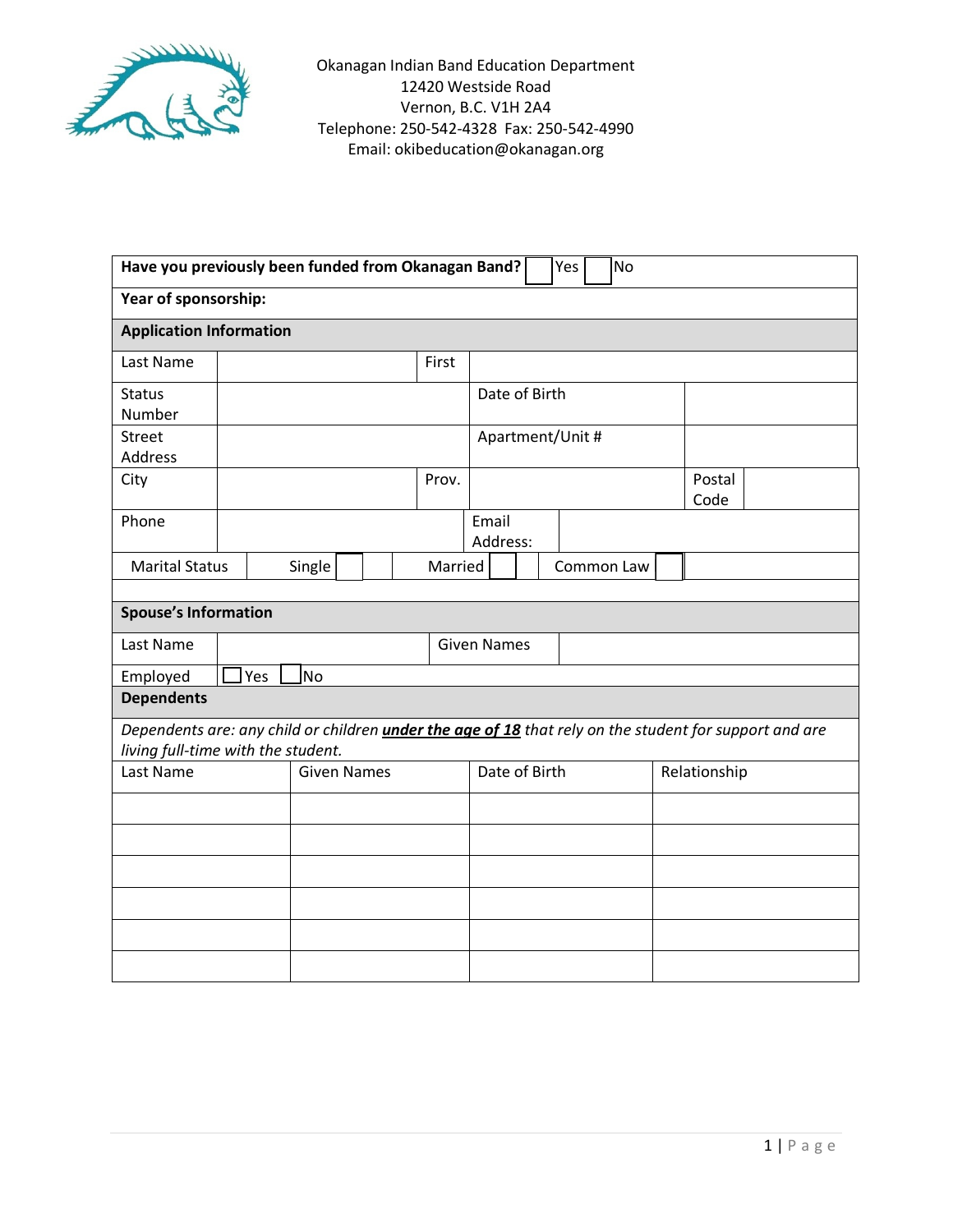Okanagan Indian Band Education Department
12420 Westside Road
Vernon, B.C. V1H 2A4
Telephone: 250-542-4328 Fax: 250-542-4990
Email: okibeducation@okanagan.org

| **Have you previously been funded from Okanagan Band?** ☐ Yes ☐ No | | | | | |
|---|---|---|---|---|---|
| **Year of sponsorship:** | | | | | |
| **Application Information** | | | | | |
| Last Name | | First | | | |
| Status Number | | | Date of Birth | | |
| Street Address | | | Apartment/Unit # | | |
| City | | Prov. | | Postal Code | |
| Phone | | | Email Address: | | |
| Marital Status | Single ☐ | | Married ☐ | Common Law ☐ | |

| **Spouse's Information** | | | |
|---|---|---|---|
| Last Name | | Given Names | |
| Employed | ☐ Yes ☐ No | | |

| **Dependents** | | | |
|---|---|---|---|
| *Dependents are: any child or children **under the age of 18** that rely on the student for support and are living full-time with the student.* | | | |
| Last Name | Given Names | Date of Birth | Relationship |
| | | | |
| | | | |
| | | | |
| | | | |
| | | | |
| | | | |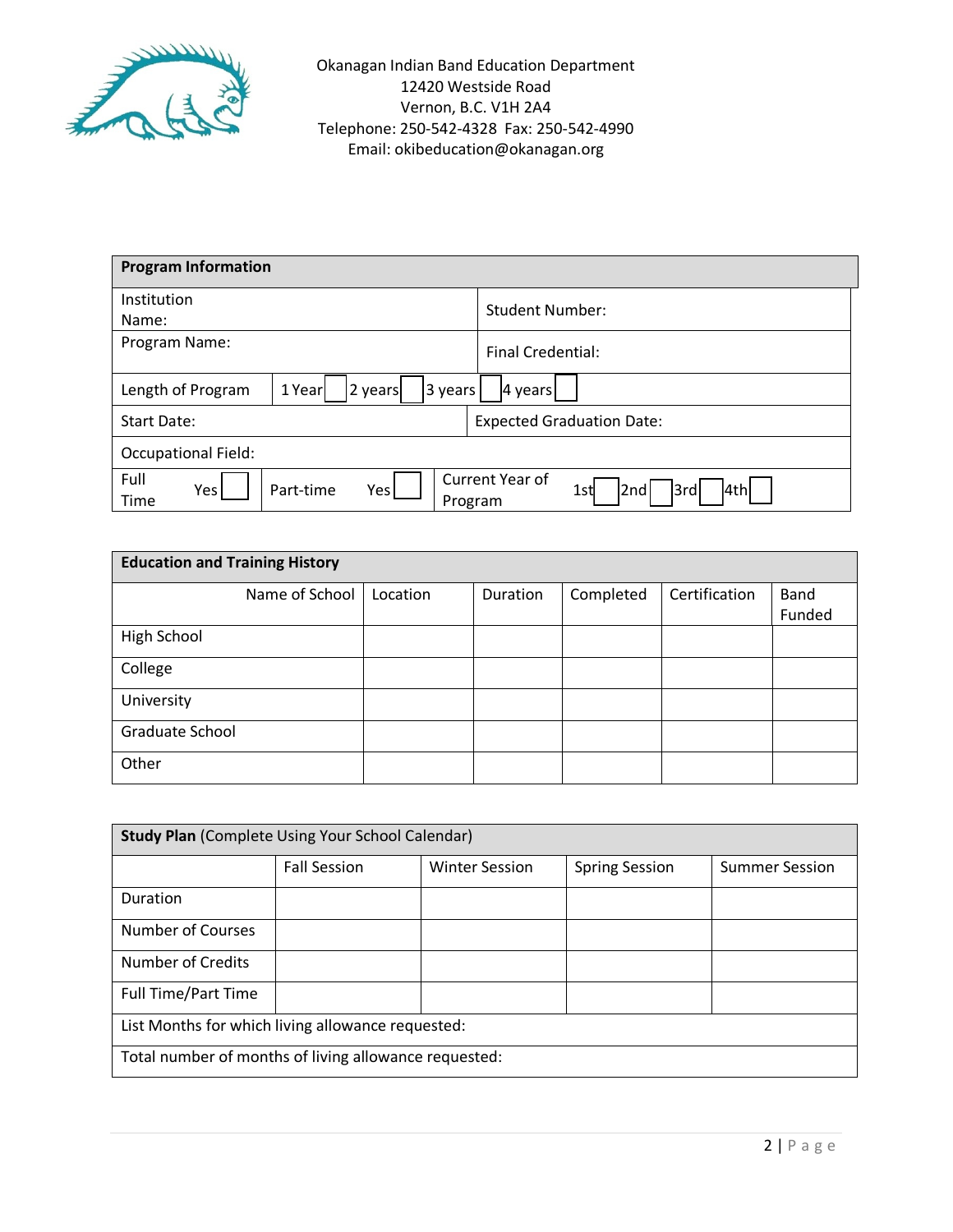Okanagan Indian Band Education Department
12420 Westside Road
Vernon, B.C. V1H 2A4
Telephone: 250-542-4328 Fax: 250-542-4990
Email: okibeducation@okanagan.org

| **Program Information** | | | | | | | |
|---|---|---|---|---|---|---|---|
| Institution Name: | | | | Student Number: | | | |
| Program Name: | | | | Final Credential: | | | |
| Length of Program | 1 Year ☐ | 2 years ☐ | 3 years ☐ | 4 years ☐ | | | |
| Start Date: | | | | Expected Graduation Date: | | | |
| Occupational Field: | | | | | | | |
| Full Time | Yes ☐ | Part-time | Yes ☐ | Current Year of Program | 1st ☐ | 2nd ☐ 3rd ☐ | 4th ☐ |

| **Education and Training History** | | | | | |
|---|---|---|---|---|---|
| Name of School | Location | Duration | Completed | Certification | Band Funded |
| High School | | | | | |
| College | | | | | |
| University | | | | | |
| Graduate School | | | | | |
| Other | | | | | |

| **Study Plan** (Complete Using Your School Calendar) | | | | |
|---|---|---|---|---|
| | Fall Session | Winter Session | Spring Session | Summer Session |
| Duration | | | | |
| Number of Courses | | | | |
| Number of Credits | | | | |
| Full Time/Part Time | | | | |
| List Months for which living allowance requested: | | | | |
| Total number of months of living allowance requested: | | | | |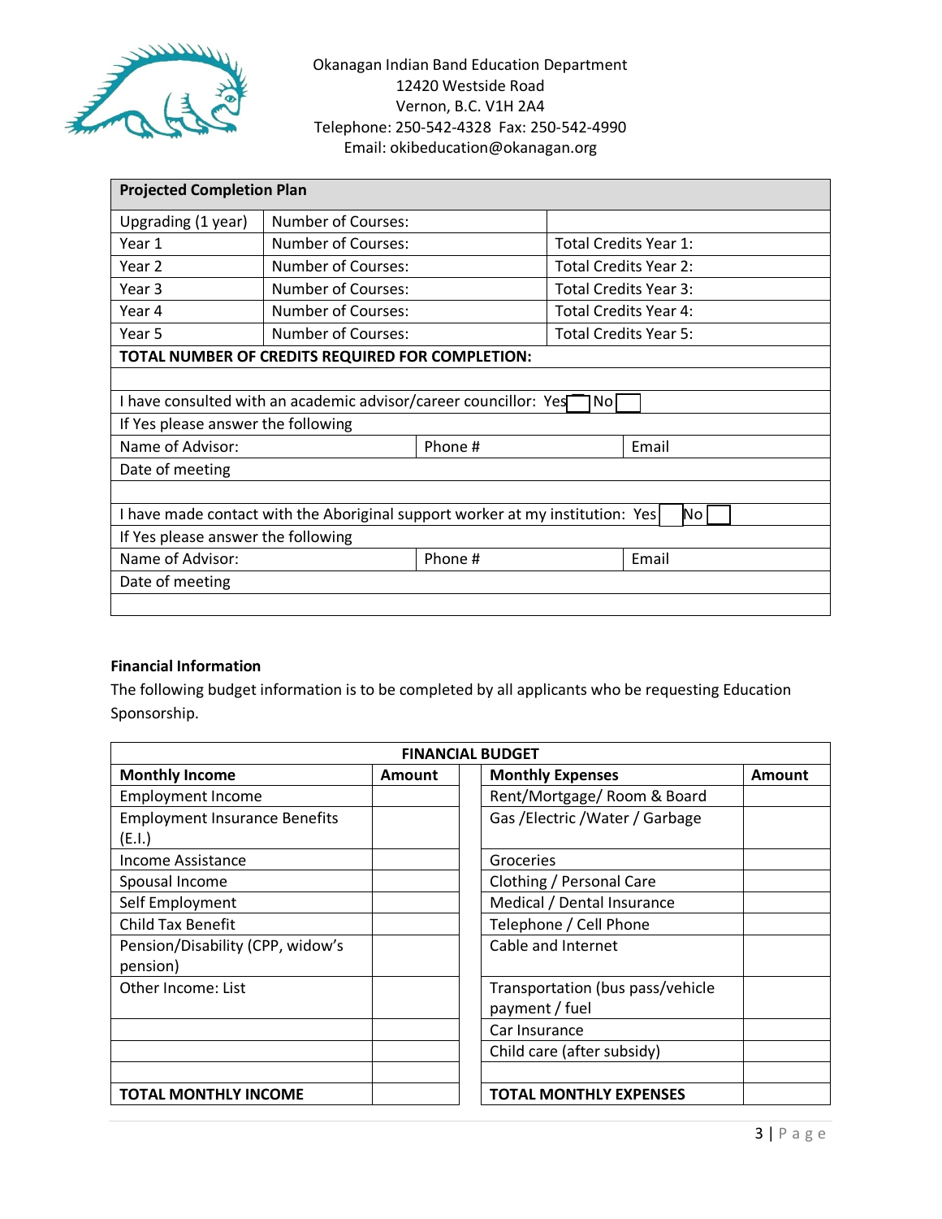Okanagan Indian Band Education Department
12420 Westside Road
Vernon, B.C. V1H 2A4
Telephone: 250-542-4328 Fax: 250-542-4990
Email: okibeducation@okanagan.org

| **Projected Completion Plan** | | |
|---|---|---|
| Upgrading (1 year) | Number of Courses: | |
| Year 1 | Number of Courses: | Total Credits Year 1: |
| Year 2 | Number of Courses: | Total Credits Year 2: |
| Year 3 | Number of Courses: | Total Credits Year 3: |
| Year 4 | Number of Courses: | Total Credits Year 4: |
| Year 5 | Number of Courses: | Total Credits Year 5: |
| **TOTAL NUMBER OF CREDITS REQUIRED FOR COMPLETION:** | | |
| | | |
| I have consulted with an academic advisor/career councillor: Yes ☐ No ☐ | | |
| If Yes please answer the following | | |
| Name of Advisor: | Phone # | Email |
| Date of meeting | | |
| | | |
| I have made contact with the Aboriginal support worker at my institution: Yes ☐ No ☐ | | |
| If Yes please answer the following | | |
| Name of Advisor: | Phone # | Email |
| Date of meeting | | |
| | | |

**Financial Information**

The following budget information is to be completed by all applicants who be requesting Education Sponsorship.

| **FINANCIAL BUDGET** | | | | |
|---|---|---|---|---|
| **Monthly Income** | **Amount** | | **Monthly Expenses** | **Amount** |
| Employment Income | | | Rent/Mortgage/ Room & Board | |
| Employment Insurance Benefits (E.I.) | | | Gas /Electric /Water / Garbage | |
| Income Assistance | | | Groceries | |
| Spousal Income | | | Clothing / Personal Care | |
| Self Employment | | | Medical / Dental Insurance | |
| Child Tax Benefit | | | Telephone / Cell Phone | |
| Pension/Disability (CPP, widow's pension) | | | Cable and Internet | |
| Other Income: List | | | Transportation (bus pass/vehicle payment / fuel | |
| | | | Car Insurance | |
| | | | Child care (after subsidy) | |
| | | | | |
| **TOTAL MONTHLY INCOME** | | | **TOTAL MONTHLY EXPENSES** | |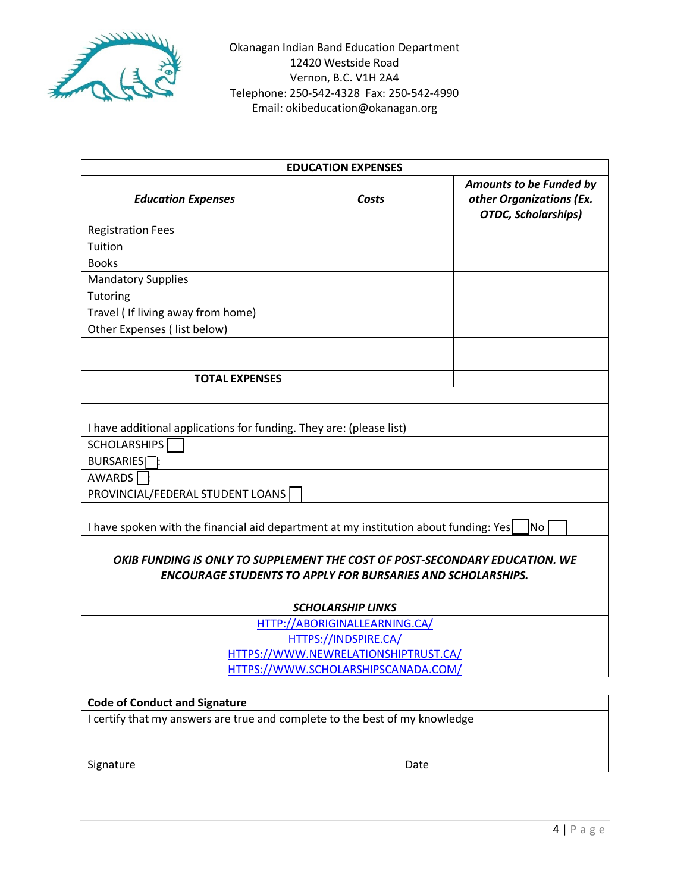Okanagan Indian Band Education Department
12420 Westside Road
Vernon, B.C. V1H 2A4
Telephone: 250-542-4328 Fax: 250-542-4990
Email: okibeducation@okanagan.org

| EDUCATION EXPENSES | | |
|---|---|---|
| ***Education Expenses*** | ***Costs*** | ***Amounts to be Funded by other Organizations (Ex. OTDC, Scholarships)*** |
| Registration Fees | | |
| Tuition | | |
| Books | | |
| Mandatory Supplies | | |
| Tutoring | | |
| Travel ( If living away from home) | | |
| Other Expenses ( list below) | | |
| | | |
| | | |
| **TOTAL EXPENSES** | | |

I have additional applications for funding. They are: (please list)

- SCHOLARSHIPS ☐
- BURSARIES ☐
- AWARDS ☐
- PROVINCIAL/FEDERAL STUDENT LOANS ☐

I have spoken with the financial aid department at my institution about funding: Yes ☐ No ☐

***OKIB FUNDING IS ONLY TO SUPPLEMENT THE COST OF POST-SECONDARY EDUCATION. WE ENCOURAGE STUDENTS TO APPLY FOR BURSARIES AND SCHOLARSHIPS.***

***SCHOLARSHIP LINKS***

HTTP://ABORIGINALLEARNING.CA/
HTTPS://INDSPIRE.CA/
HTTPS://WWW.NEWRELATIONSHIPTRUST.CA/
HTTPS://WWW.SCHOLARSHIPSCANADA.COM/

**Code of Conduct and Signature**

I certify that my answers are true and complete to the best of my knowledge

Signature Date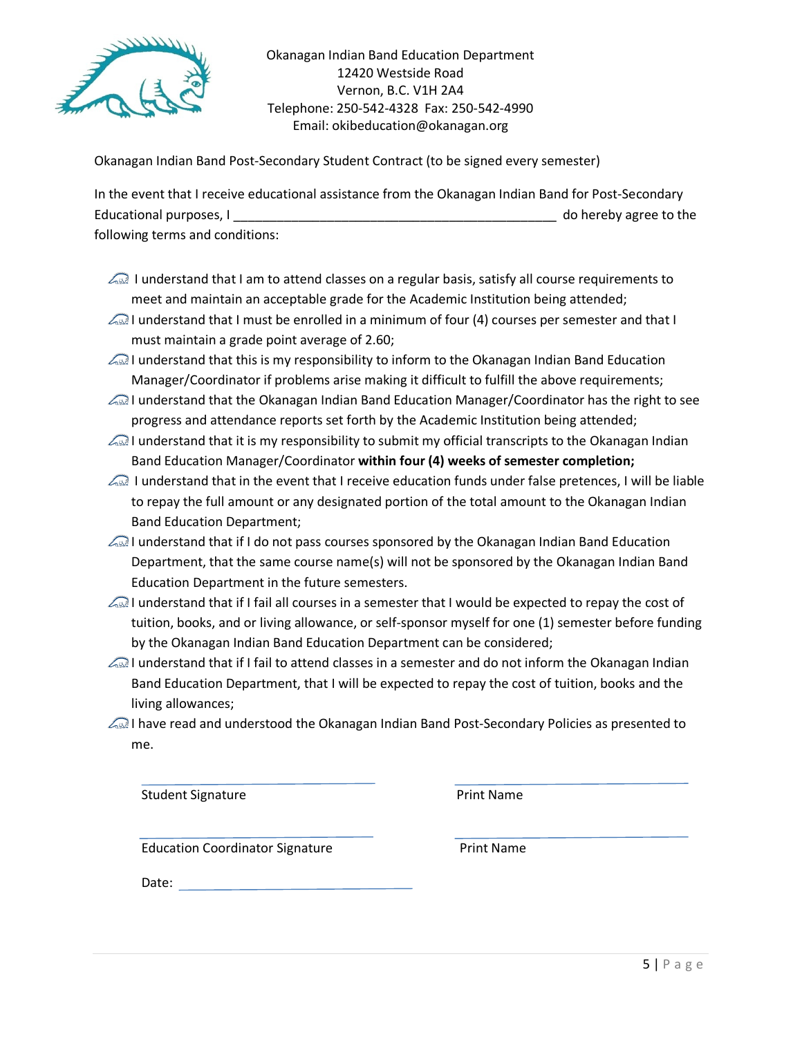Okanagan Indian Band Education Department
12420 Westside Road
Vernon, B.C. V1H 2A4
Telephone: 250-542-4328 Fax: 250-542-4990
Email: okibeducation@okanagan.org

Okanagan Indian Band Post-Secondary Student Contract (to be signed every semester)

In the event that I receive educational assistance from the Okanagan Indian Band for Post-Secondary Educational purposes, I ____________________________________________ do hereby agree to the following terms and conditions:

- I understand that I am to attend classes on a regular basis, satisfy all course requirements to meet and maintain an acceptable grade for the Academic Institution being attended;
- I understand that I must be enrolled in a minimum of four (4) courses per semester and that I must maintain a grade point average of 2.60;
- I understand that this is my responsibility to inform to the Okanagan Indian Band Education Manager/Coordinator if problems arise making it difficult to fulfill the above requirements;
- I understand that the Okanagan Indian Band Education Manager/Coordinator has the right to see progress and attendance reports set forth by the Academic Institution being attended;
- I understand that it is my responsibility to submit my official transcripts to the Okanagan Indian Band Education Manager/Coordinator **within four (4) weeks of semester completion;**
- I understand that in the event that I receive education funds under false pretences, I will be liable to repay the full amount or any designated portion of the total amount to the Okanagan Indian Band Education Department;
- I understand that if I do not pass courses sponsored by the Okanagan Indian Band Education Department, that the same course name(s) will not be sponsored by the Okanagan Indian Band Education Department in the future semesters.
- I understand that if I fail all courses in a semester that I would be expected to repay the cost of tuition, books, and or living allowance, or self-sponsor myself for one (1) semester before funding by the Okanagan Indian Band Education Department can be considered;
- I understand that if I fail to attend classes in a semester and do not inform the Okanagan Indian Band Education Department, that I will be expected to repay the cost of tuition, books and the living allowances;
- I have read and understood the Okanagan Indian Band Post-Secondary Policies as presented to me.

______________________________ ______________________________
Student Signature Print Name

______________________________ ______________________________
Education Coordinator Signature Print Name

Date: ______________________________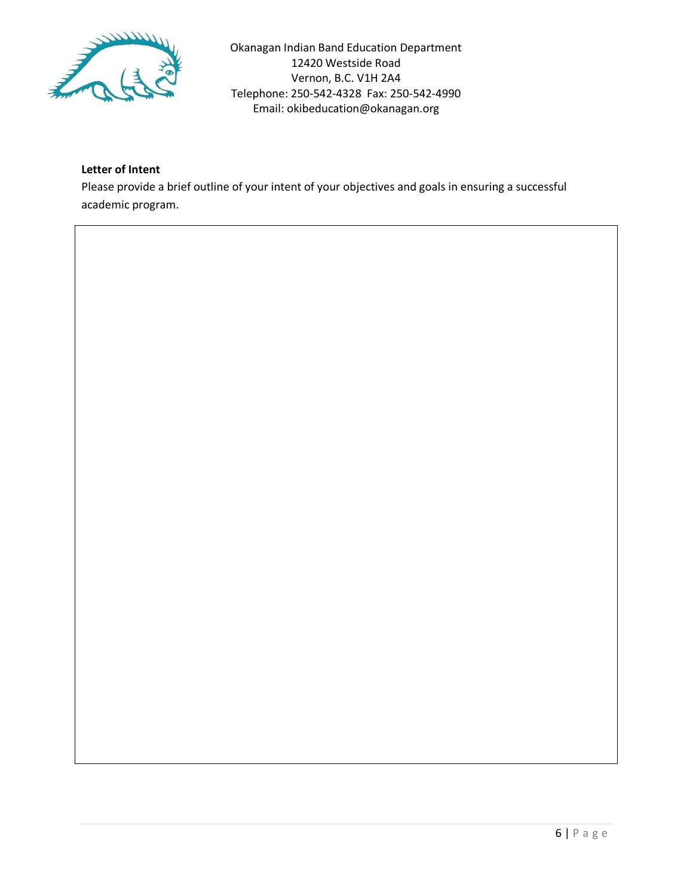Okanagan Indian Band Education Department
12420 Westside Road
Vernon, B.C. V1H 2A4
Telephone: 250-542-4328 Fax: 250-542-4990
Email: okibeducation@okanagan.org

**Letter of Intent**

Please provide a brief outline of your intent of your objectives and goals in ensuring a successful academic program.